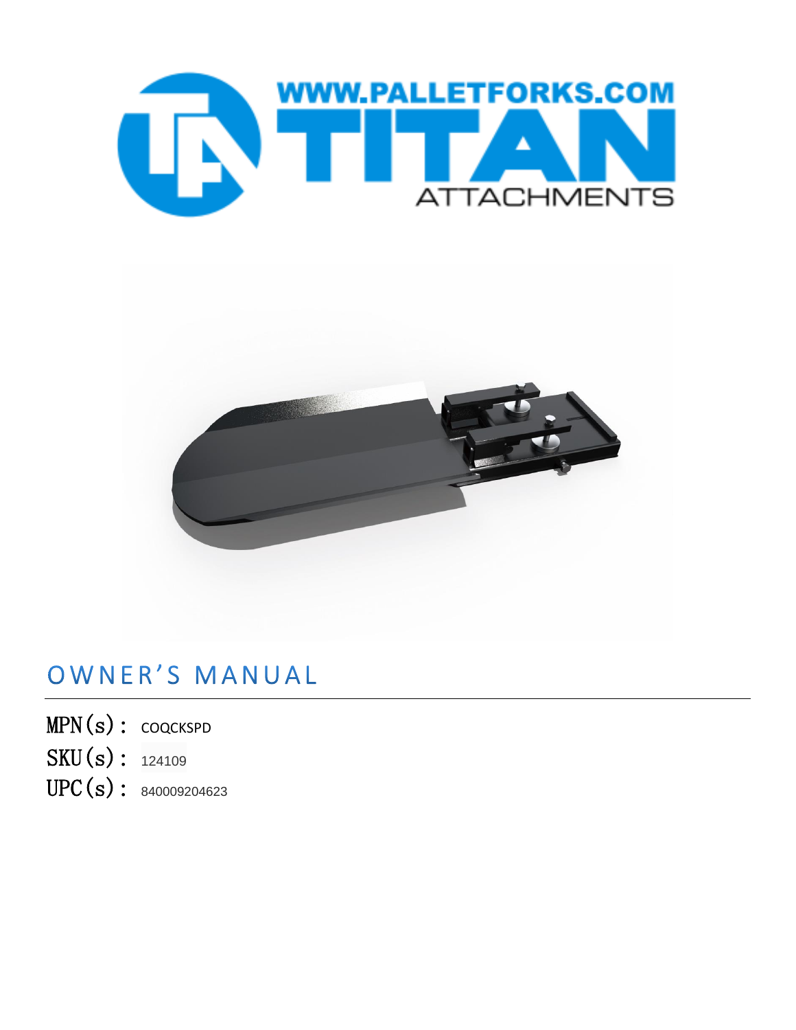WWW.PALLETFORKS.COM

TITAN

ATTACHMENTS

# OWNER'S MANUAL

MPN(s): COQCKSPD

SKU(s): 124109

UPC(s): 840009204623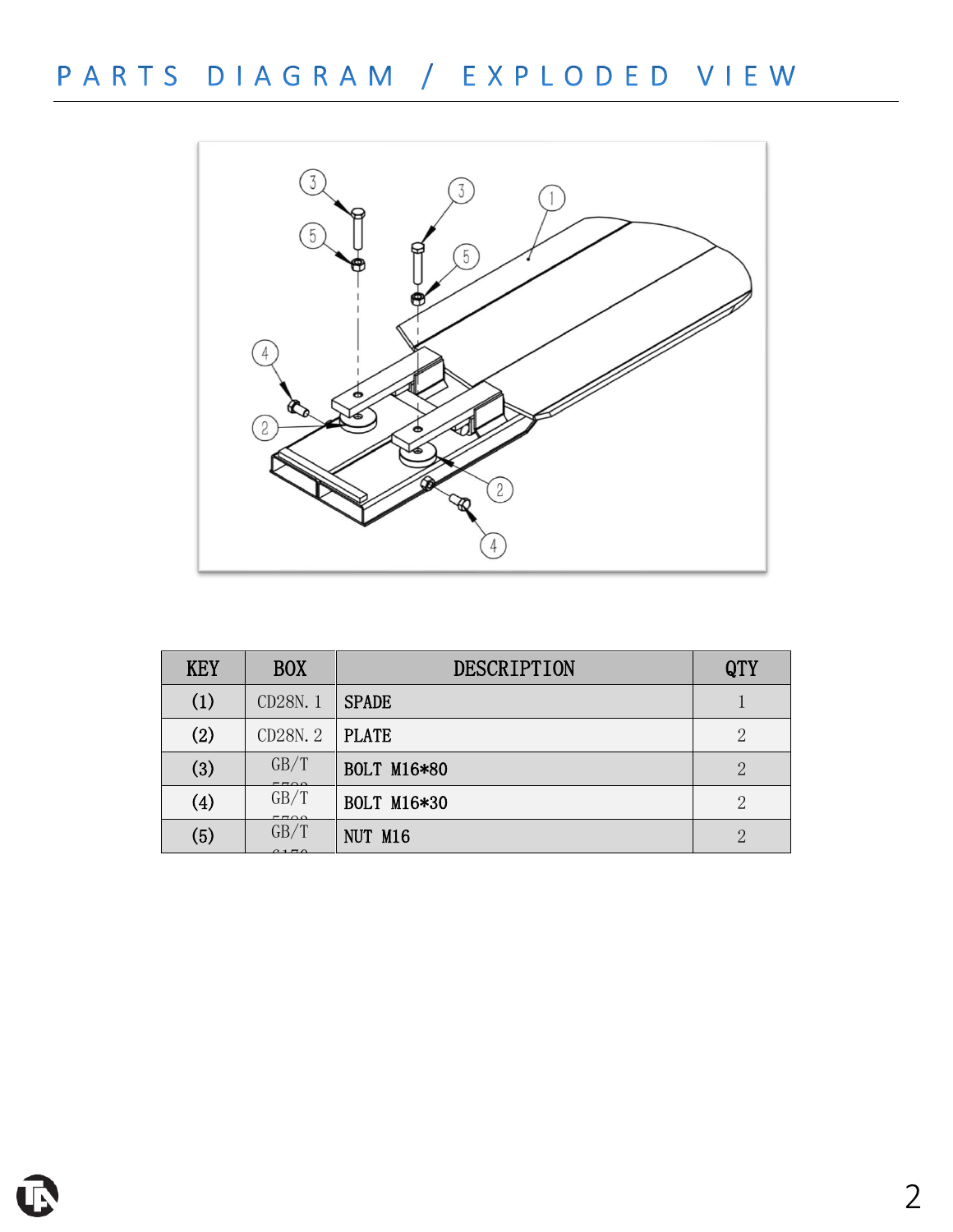# PARTS DIAGRAM / EXPLODED VIEW

| KEY | BOX | DESCRIPTION | QTY |
|---|---|---|---|
| (1) | CD28N. 1 | SPADE | 1 |
| (2) | CD28N. 2 | PLATE | 2 |
| (3) | GB/T 5782 | BOLT M16*80 | 2 |
| (4) | GB/T 5782 | BOLT M16*30 | 2 |
| (5) | GB/T 6170 | NUT M16 | 2 |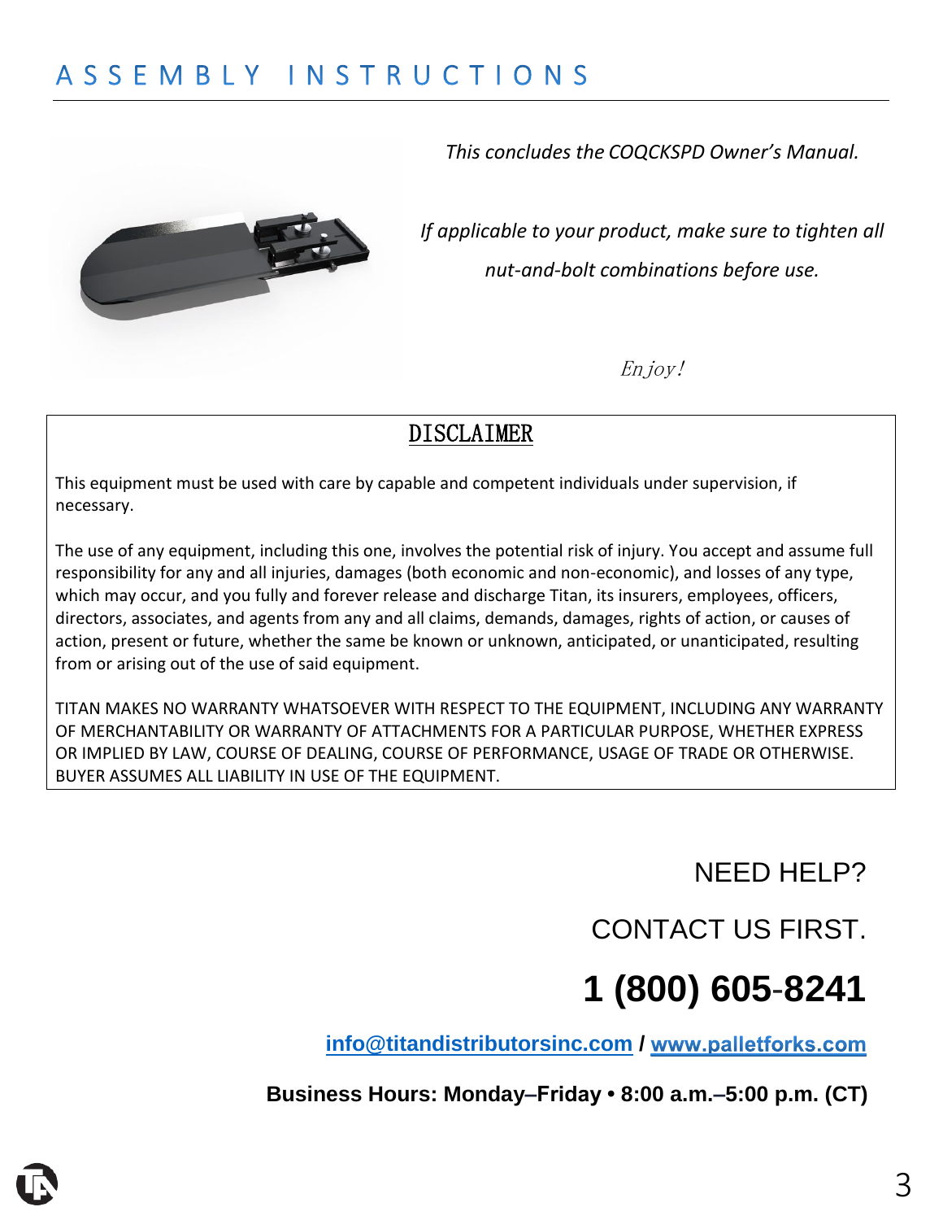# ASSEMBLY INSTRUCTIONS

*This concludes the COQCKSPD Owner's Manual.*

*If applicable to your product, make sure to tighten all nut-and-bolt combinations before use.*

*Enjoy!*

## DISCLAIMER

This equipment must be used with care by capable and competent individuals under supervision, if necessary.

The use of any equipment, including this one, involves the potential risk of injury. You accept and assume full responsibility for any and all injuries, damages (both economic and non-economic), and losses of any type, which may occur, and you fully and forever release and discharge Titan, its insurers, employees, officers, directors, associates, and agents from any and all claims, demands, damages, rights of action, or causes of action, present or future, whether the same be known or unknown, anticipated, or unanticipated, resulting from or arising out of the use of said equipment.

TITAN MAKES NO WARRANTY WHATSOEVER WITH RESPECT TO THE EQUIPMENT, INCLUDING ANY WARRANTY OF MERCHANTABILITY OR WARRANTY OF ATTACHMENTS FOR A PARTICULAR PURPOSE, WHETHER EXPRESS OR IMPLIED BY LAW, COURSE OF DEALING, COURSE OF PERFORMANCE, USAGE OF TRADE OR OTHERWISE. BUYER ASSUMES ALL LIABILITY IN USE OF THE EQUIPMENT.

NEED HELP?

CONTACT US FIRST.

**1 (800) 605-8241**

**info@titandistributorsinc.com / www.palletforks.com**

**Business Hours: Monday–Friday • 8:00 a.m.–5:00 p.m. (CT)**